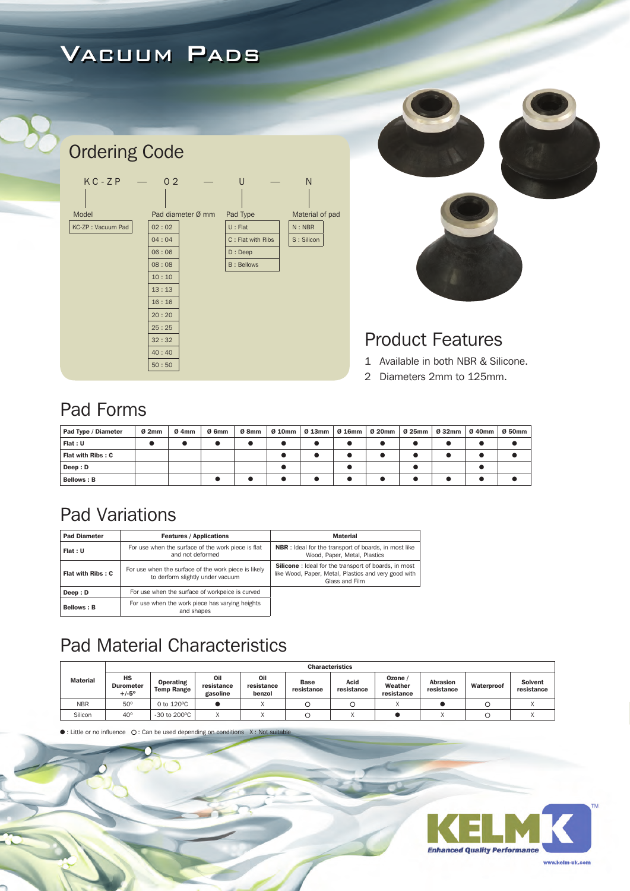# Vacuum Pads

## Ordering Code

KC-ZP — 02 — U — N

| Model | Pad diameter Ø mm | Pad Type | Material of pad |
|---|---|---|---|
| KC-ZP : Vacuum Pad | 02 : 02 | U : Flat | N : NBR |
| | 04 : 04 | C : Flat with Ribs | S : Silicon |
| | 06 : 06 | D : Deep | |
| | 08 : 08 | B : Bellows | |
| | 10 : 10 | | |
| | 13 : 13 | | |
| | 16 : 16 | | |
| | 20 : 20 | | |
| | 25 : 25 | | |
| | 32 : 32 | | |
| | 40 : 40 | | |
| | 50 : 50 | | |

## Product Features

1. Available in both NBR & Silicone.
2. Diameters 2mm to 125mm.

## Pad Forms

| Pad Type / Diameter | Ø 2mm | Ø 4mm | Ø 6mm | Ø 8mm | Ø 10mm | Ø 13mm | Ø 16mm | Ø 20mm | Ø 25mm | Ø 32mm | Ø 40mm | Ø 50mm |
|---|---|---|---|---|---|---|---|---|---|---|---|---|
| **Flat : U** | ● | ● | ● | ● | ● | ● | ● | ● | ● | ● | ● | ● |
| **Flat with Ribs : C** | | | | | ● | ● | ● | ● | ● | ● | ● | ● |
| **Deep : D** | | | | | ● | | ● | | ● | | ● | |
| **Bellows : B** | | | ● | ● | ● | ● | ● | ● | ● | ● | ● | ● |

## Pad Variations

| Pad Diameter | Features / Applications | Material |
|---|---|---|
| **Flat : U** | For use when the surface of the work piece is flat and not deformed | **NBR** : Ideal for the transport of boards, in most like Wood, Paper, Metal, Plastics |
| **Flat with Ribs : C** | For use when the surface of the work piece is likely to deform slightly under vacuum | **Silicone** : Ideal for the transport of boards, in most like Wood, Paper, Metal, Plastics and very good with Glass and Film |
| **Deep : D** | For use when the surface of workpeice is curved | |
| **Bellows : B** | For use when the work piece has varying heights and shapes | |

## Pad Material Characteristics

| Material | Characteristics | | | | | | | | | |
|---|---|---|---|---|---|---|---|---|---|---|
| | HS Durometer +/-5º | Operating Temp Range | Oil resistance gasoline | Oil resistance benzol | Base resistance | Acid resistance | Ozone / Weather resistance | Abrasion resistance | Waterproof | Solvent resistance |
| NBR | 50º | 0 to 120ºC | ● | X | ○ | ○ | X | ● | ○ | X |
| Silicon | 40º | -30 to 200ºC | X | X | ○ | X | ● | X | ○ | X |

● : Little or no influence ○ : Can be used depending on conditions X : Not suitable

KELM Enhanced Quality Performance

www.kelm-uk.com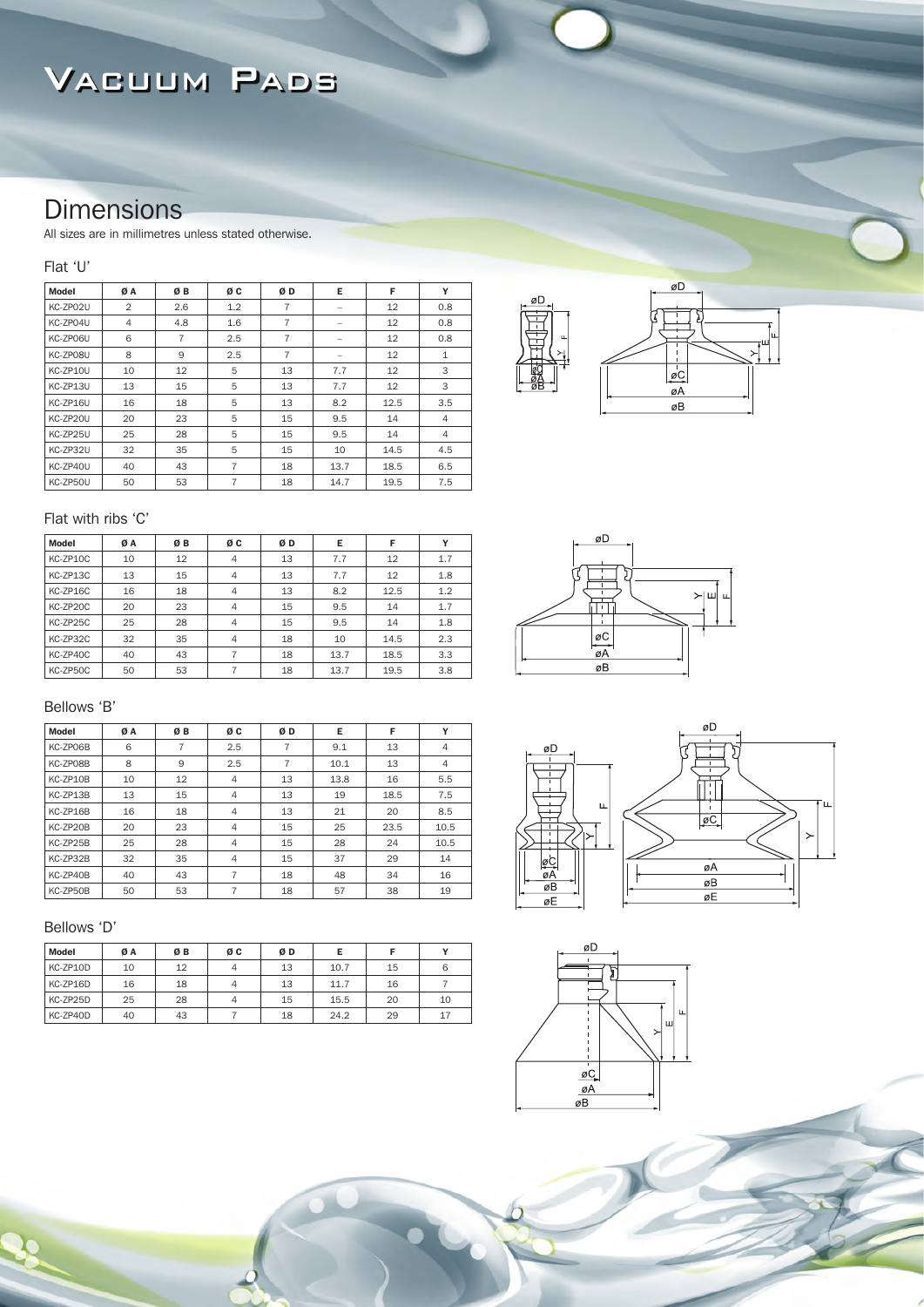# Vacuum Pads

## Dimensions

All sizes are in millimetres unless stated otherwise.

### Flat 'U'

| Model | Ø A | Ø B | Ø C | Ø D | E | F | Y |
|---|---|---|---|---|---|---|---|
| KC-ZP02U | 2 | 2.6 | 1.2 | 7 | – | 12 | 0.8 |
| KC-ZP04U | 4 | 4.8 | 1.6 | 7 | – | 12 | 0.8 |
| KC-ZP06U | 6 | 7 | 2.5 | 7 | – | 12 | 0.8 |
| KC-ZP08U | 8 | 9 | 2.5 | 7 | – | 12 | 1 |
| KC-ZP10U | 10 | 12 | 5 | 13 | 7.7 | 12 | 3 |
| KC-ZP13U | 13 | 15 | 5 | 13 | 7.7 | 12 | 3 |
| KC-ZP16U | 16 | 18 | 5 | 13 | 8.2 | 12.5 | 3.5 |
| KC-ZP20U | 20 | 23 | 5 | 15 | 9.5 | 14 | 4 |
| KC-ZP25U | 25 | 28 | 5 | 15 | 9.5 | 14 | 4 |
| KC-ZP32U | 32 | 35 | 5 | 15 | 10 | 14.5 | 4.5 |
| KC-ZP40U | 40 | 43 | 7 | 18 | 13.7 | 18.5 | 6.5 |
| KC-ZP50U | 50 | 53 | 7 | 18 | 14.7 | 19.5 | 7.5 |

øD
F
Y
øC
øA
øB
E

### Flat with ribs 'C'

| Model | Ø A | Ø B | Ø C | Ø D | E | F | Y |
|---|---|---|---|---|---|---|---|
| KC-ZP10C | 10 | 12 | 4 | 13 | 7.7 | 12 | 1.7 |
| KC-ZP13C | 13 | 15 | 4 | 13 | 7.7 | 12 | 1.8 |
| KC-ZP16C | 16 | 18 | 4 | 13 | 8.2 | 12.5 | 1.2 |
| KC-ZP20C | 20 | 23 | 4 | 15 | 9.5 | 14 | 1.7 |
| KC-ZP25C | 25 | 28 | 4 | 15 | 9.5 | 14 | 1.8 |
| KC-ZP32C | 32 | 35 | 4 | 18 | 10 | 14.5 | 2.3 |
| KC-ZP40C | 40 | 43 | 7 | 18 | 13.7 | 18.5 | 3.3 |
| KC-ZP50C | 50 | 53 | 7 | 18 | 13.7 | 19.5 | 3.8 |

øD
Y
E
F
øC
øA
øB

### Bellows 'B'

| Model | Ø A | Ø B | Ø C | Ø D | E | F | Y |
|---|---|---|---|---|---|---|---|
| KC-ZP06B | 6 | 7 | 2.5 | 7 | 9.1 | 13 | 4 |
| KC-ZP08B | 8 | 9 | 2.5 | 7 | 10.1 | 13 | 4 |
| KC-ZP10B | 10 | 12 | 4 | 13 | 13.8 | 16 | 5.5 |
| KC-ZP13B | 13 | 15 | 4 | 13 | 19 | 18.5 | 7.5 |
| KC-ZP16B | 16 | 18 | 4 | 13 | 21 | 20 | 8.5 |
| KC-ZP20B | 20 | 23 | 4 | 15 | 25 | 23.5 | 10.5 |
| KC-ZP25B | 25 | 28 | 4 | 15 | 28 | 24 | 10.5 |
| KC-ZP32B | 32 | 35 | 4 | 15 | 37 | 29 | 14 |
| KC-ZP40B | 40 | 43 | 7 | 18 | 48 | 34 | 16 |
| KC-ZP50B | 50 | 53 | 7 | 18 | 57 | 38 | 19 |

øD
F
Y
øC
øA
øB
øE

### Bellows 'D'

| Model | Ø A | Ø B | Ø C | Ø D | E | F | Y |
|---|---|---|---|---|---|---|---|
| KC-ZP10D | 10 | 12 | 4 | 13 | 10.7 | 15 | 6 |
| KC-ZP16D | 16 | 18 | 4 | 13 | 11.7 | 16 | 7 |
| KC-ZP25D | 25 | 28 | 4 | 15 | 15.5 | 20 | 10 |
| KC-ZP40D | 40 | 43 | 7 | 18 | 24.2 | 29 | 17 |

øD
Y
E
F
øC
øA
øB